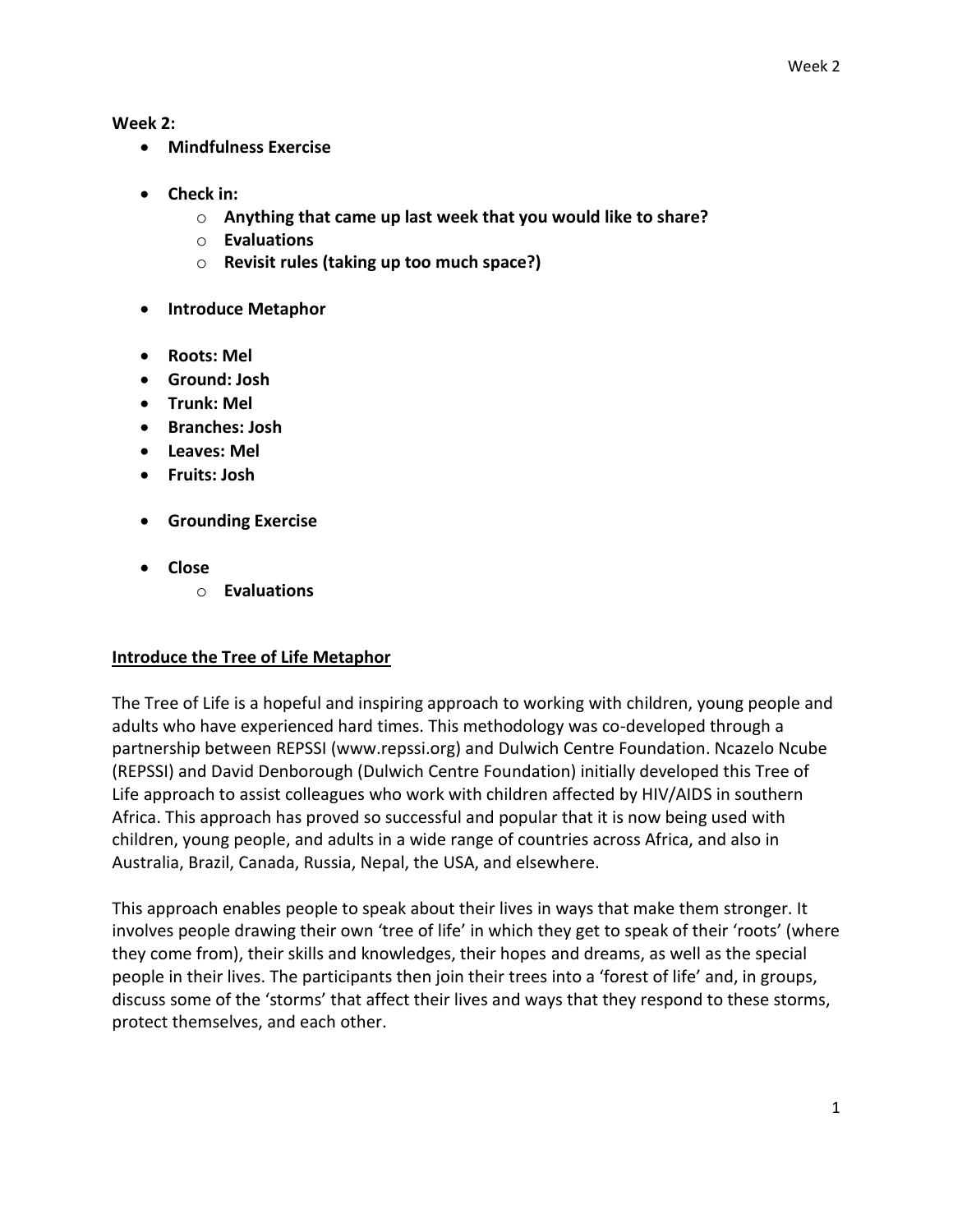**Week 2:**

- **Mindfulness Exercise**

- **Check in:**
  - **Anything that came up last week that you would like to share?**
  - **Evaluations**
  - **Revisit rules (taking up too much space?)**

- **Introduce Metaphor**

- **Roots: Mel**
- **Ground: Josh**
- **Trunk: Mel**
- **Branches: Josh**
- **Leaves: Mel**
- **Fruits: Josh**

- **Grounding Exercise**

- **Close**
  - **Evaluations**

## <u>Introduce the Tree of Life Metaphor</u>

The Tree of Life is a hopeful and inspiring approach to working with children, young people and adults who have experienced hard times. This methodology was co-developed through a partnership between REPSSI (www.repssi.org) and Dulwich Centre Foundation. Ncazelo Ncube (REPSSI) and David Denborough (Dulwich Centre Foundation) initially developed this Tree of Life approach to assist colleagues who work with children affected by HIV/AIDS in southern Africa. This approach has proved so successful and popular that it is now being used with children, young people, and adults in a wide range of countries across Africa, and also in Australia, Brazil, Canada, Russia, Nepal, the USA, and elsewhere.

This approach enables people to speak about their lives in ways that make them stronger. It involves people drawing their own 'tree of life' in which they get to speak of their 'roots' (where they come from), their skills and knowledges, their hopes and dreams, as well as the special people in their lives. The participants then join their trees into a 'forest of life' and, in groups, discuss some of the 'storms' that affect their lives and ways that they respond to these storms, protect themselves, and each other.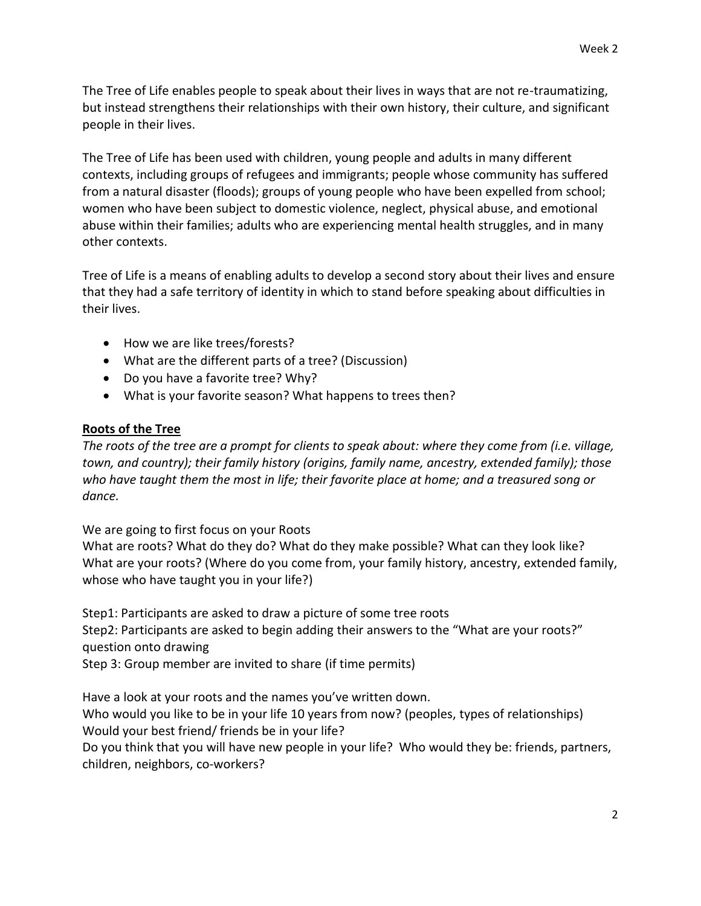The Tree of Life enables people to speak about their lives in ways that are not re-traumatizing, but instead strengthens their relationships with their own history, their culture, and significant people in their lives.

The Tree of Life has been used with children, young people and adults in many different contexts, including groups of refugees and immigrants; people whose community has suffered from a natural disaster (floods); groups of young people who have been expelled from school; women who have been subject to domestic violence, neglect, physical abuse, and emotional abuse within their families; adults who are experiencing mental health struggles, and in many other contexts.

Tree of Life is a means of enabling adults to develop a second story about their lives and ensure that they had a safe territory of identity in which to stand before speaking about difficulties in their lives.

- How we are like trees/forests?
- What are the different parts of a tree? (Discussion)
- Do you have a favorite tree? Why?
- What is your favorite season? What happens to trees then?

**Roots of the Tree**

*The roots of the tree are a prompt for clients to speak about: where they come from (i.e. village, town, and country); their family history (origins, family name, ancestry, extended family); those who have taught them the most in life; their favorite place at home; and a treasured song or dance.*

We are going to first focus on your Roots
What are roots? What do they do? What do they make possible? What can they look like?
What are your roots? (Where do you come from, your family history, ancestry, extended family, whose who have taught you in your life?)

Step1: Participants are asked to draw a picture of some tree roots
Step2: Participants are asked to begin adding their answers to the "What are your roots?" question onto drawing
Step 3: Group member are invited to share (if time permits)

Have a look at your roots and the names you've written down.
Who would you like to be in your life 10 years from now? (peoples, types of relationships)
Would your best friend/ friends be in your life?
Do you think that you will have new people in your life? Who would they be: friends, partners, children, neighbors, co-workers?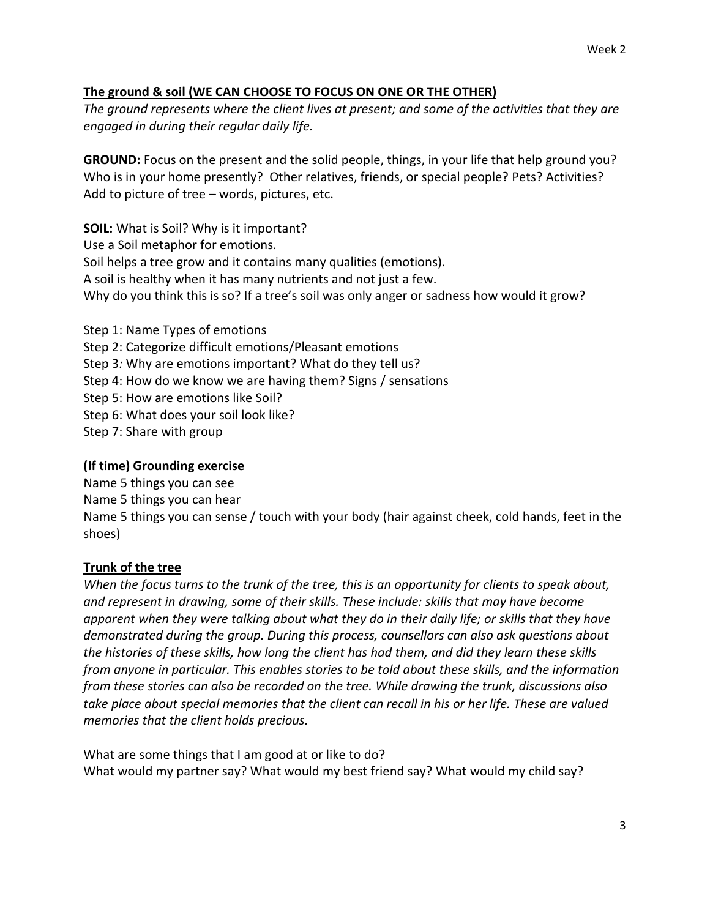## The ground & soil (WE CAN CHOOSE TO FOCUS ON ONE OR THE OTHER)

*The ground represents where the client lives at present; and some of the activities that they are engaged in during their regular daily life.*

**GROUND:** Focus on the present and the solid people, things, in your life that help ground you? Who is in your home presently? Other relatives, friends, or special people? Pets? Activities? Add to picture of tree – words, pictures, etc.

**SOIL:** What is Soil? Why is it important?
Use a Soil metaphor for emotions.
Soil helps a tree grow and it contains many qualities (emotions).
A soil is healthy when it has many nutrients and not just a few.
Why do you think this is so? If a tree's soil was only anger or sadness how would it grow?

Step 1: Name Types of emotions
Step 2: Categorize difficult emotions/Pleasant emotions
Step 3*:* Why are emotions important? What do they tell us?
Step 4: How do we know we are having them? Signs / sensations
Step 5: How are emotions like Soil?
Step 6: What does your soil look like?
Step 7: Share with group

### (If time) Grounding exercise

Name 5 things you can see
Name 5 things you can hear
Name 5 things you can sense / touch with your body (hair against cheek, cold hands, feet in the shoes)

## Trunk of the tree

*When the focus turns to the trunk of the tree, this is an opportunity for clients to speak about, and represent in drawing, some of their skills. These include: skills that may have become apparent when they were talking about what they do in their daily life; or skills that they have demonstrated during the group. During this process, counsellors can also ask questions about the histories of these skills, how long the client has had them, and did they learn these skills from anyone in particular. This enables stories to be told about these skills, and the information from these stories can also be recorded on the tree. While drawing the trunk, discussions also take place about special memories that the client can recall in his or her life. These are valued memories that the client holds precious.*

What are some things that I am good at or like to do?
What would my partner say? What would my best friend say? What would my child say?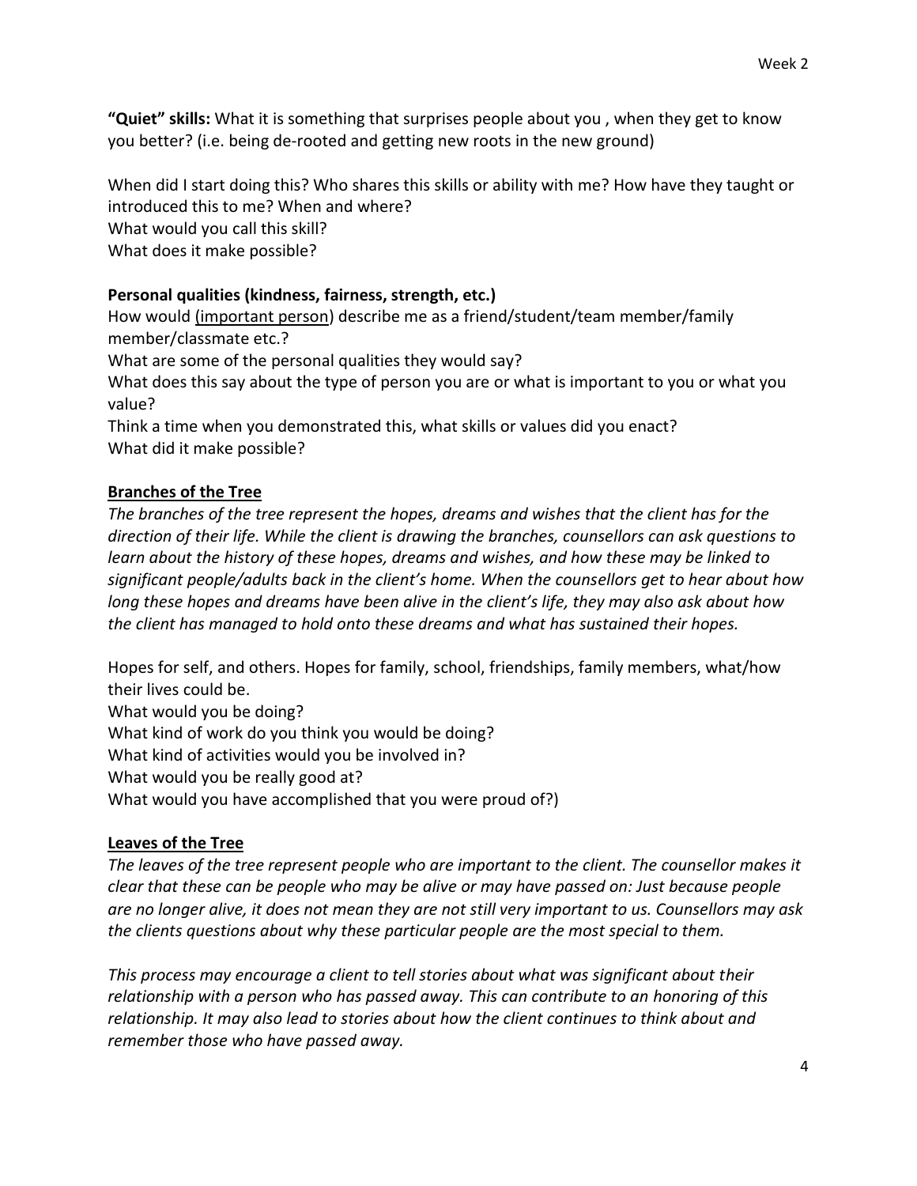**"Quiet" skills:** What it is something that surprises people about you , when they get to know you better? (i.e. being de-rooted and getting new roots in the new ground)

When did I start doing this? Who shares this skills or ability with me? How have they taught or introduced this to me? When and where?
What would you call this skill?
What does it make possible?

**Personal qualities (kindness, fairness, strength, etc.)**
How would <u>(important person</u>) describe me as a friend/student/team member/family member/classmate etc.?
What are some of the personal qualities they would say?
What does this say about the type of person you are or what is important to you or what you value?
Think a time when you demonstrated this, what skills or values did you enact?
What did it make possible?

## <u>Branches of the Tree</u>

*The branches of the tree represent the hopes, dreams and wishes that the client has for the direction of their life. While the client is drawing the branches, counsellors can ask questions to learn about the history of these hopes, dreams and wishes, and how these may be linked to significant people/adults back in the client's home. When the counsellors get to hear about how long these hopes and dreams have been alive in the client's life, they may also ask about how the client has managed to hold onto these dreams and what has sustained their hopes.*

Hopes for self, and others. Hopes for family, school, friendships, family members, what/how their lives could be.
What would you be doing?
What kind of work do you think you would be doing?
What kind of activities would you be involved in?
What would you be really good at?
What would you have accomplished that you were proud of?)

## <u>Leaves of the Tree</u>

*The leaves of the tree represent people who are important to the client. The counsellor makes it clear that these can be people who may be alive or may have passed on: Just because people are no longer alive, it does not mean they are not still very important to us. Counsellors may ask the clients questions about why these particular people are the most special to them.*

*This process may encourage a client to tell stories about what was significant about their relationship with a person who has passed away. This can contribute to an honoring of this relationship. It may also lead to stories about how the client continues to think about and remember those who have passed away.*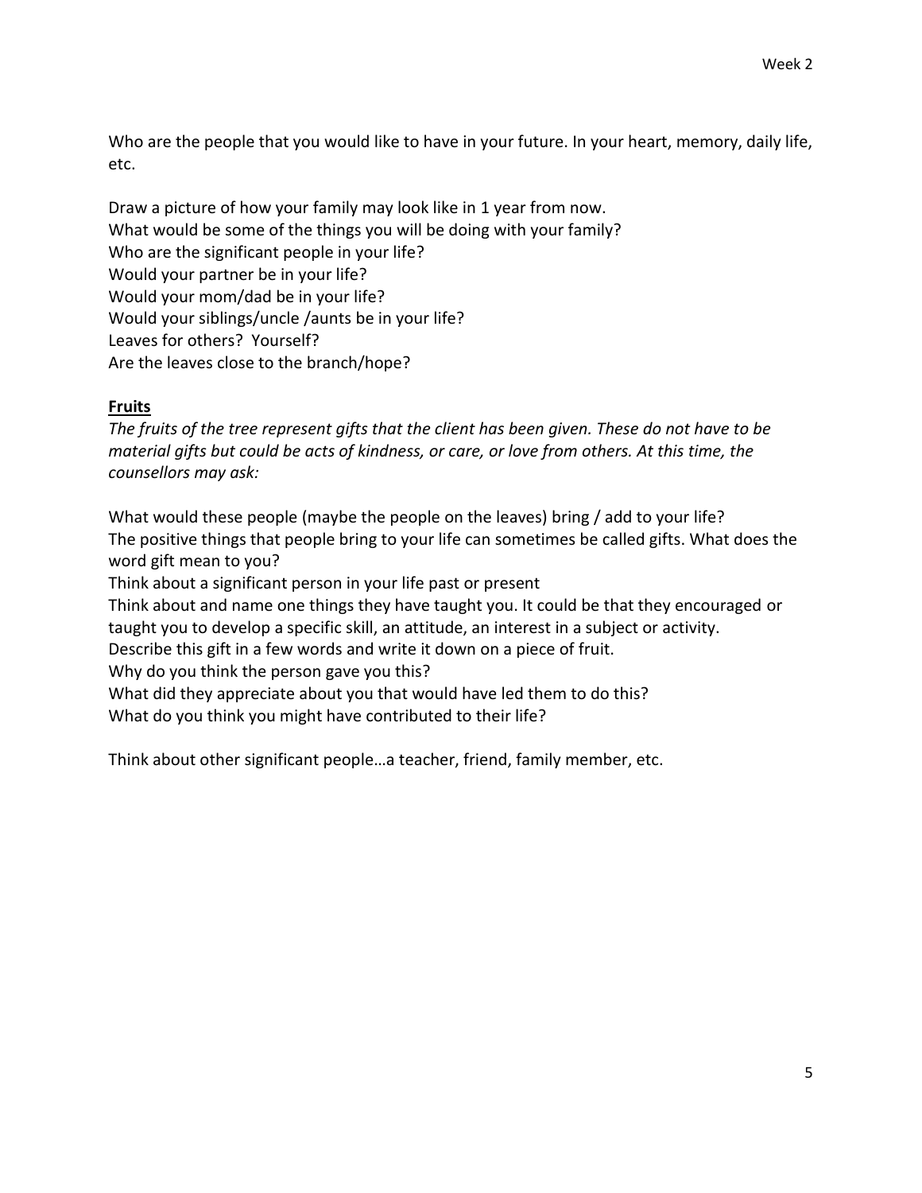Who are the people that you would like to have in your future. In your heart, memory, daily life, etc.

Draw a picture of how your family may look like in 1 year from now.
What would be some of the things you will be doing with your family?
Who are the significant people in your life?
Would your partner be in your life?
Would your mom/dad be in your life?
Would your siblings/uncle /aunts be in your life?
Leaves for others? Yourself?
Are the leaves close to the branch/hope?

**Fruits**

*The fruits of the tree represent gifts that the client has been given. These do not have to be material gifts but could be acts of kindness, or care, or love from others. At this time, the counsellors may ask:*

What would these people (maybe the people on the leaves) bring / add to your life?
The positive things that people bring to your life can sometimes be called gifts. What does the word gift mean to you?
Think about a significant person in your life past or present
Think about and name one things they have taught you. It could be that they encouraged or taught you to develop a specific skill, an attitude, an interest in a subject or activity.
Describe this gift in a few words and write it down on a piece of fruit.
Why do you think the person gave you this?
What did they appreciate about you that would have led them to do this?
What do you think you might have contributed to their life?

Think about other significant people…a teacher, friend, family member, etc.